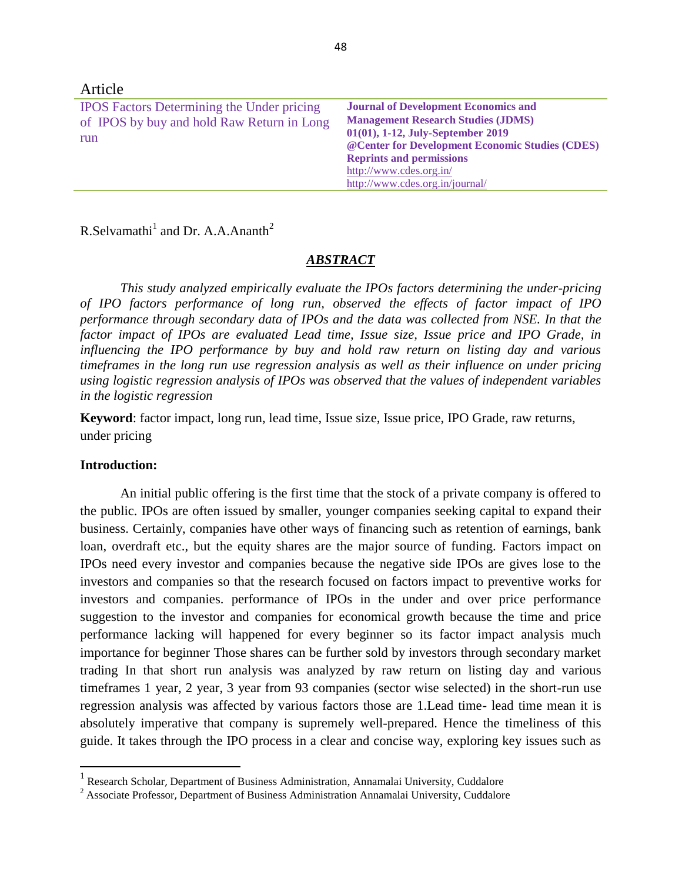Article

# IPOS Factors Determining the Under pricing of IPOS by buy and hold Raw Return in Long run

**Journal of Development Economics and Management Research Studies (JDMS)**
**01(01), 1-12, July-September 2019**
**@Center for Development Economic Studies (CDES)**
**Reprints and permissions**
http://www.cdes.org.in/
http://www.cdes.org.in/journal/

R.Selvamathi[1] and Dr. A.A.Ananth[2]

## *ABSTRACT*

*This study analyzed empirically evaluate the IPOs factors determining the under-pricing of IPO factors performance of long run, observed the effects of factor impact of IPO performance through secondary data of IPOs and the data was collected from NSE. In that the factor impact of IPOs are evaluated Lead time, Issue size, Issue price and IPO Grade, in influencing the IPO performance by buy and hold raw return on listing day and various timeframes in the long run use regression analysis as well as their influence on under pricing using logistic regression analysis of IPOs was observed that the values of independent variables in the logistic regression*

**Keyword**: factor impact, long run, lead time, Issue size, Issue price, IPO Grade, raw returns, under pricing

### Introduction:

An initial public offering is the first time that the stock of a private company is offered to the public. IPOs are often issued by smaller, younger companies seeking capital to expand their business. Certainly, companies have other ways of financing such as retention of earnings, bank loan, overdraft etc., but the equity shares are the major source of funding. Factors impact on IPOs need every investor and companies because the negative side IPOs are gives lose to the investors and companies so that the research focused on factors impact to preventive works for investors and companies. performance of IPOs in the under and over price performance suggestion to the investor and companies for economical growth because the time and price performance lacking will happened for every beginner so its factor impact analysis much importance for beginner Those shares can be further sold by investors through secondary market trading In that short run analysis was analyzed by raw return on listing day and various timeframes 1 year, 2 year, 3 year from 93 companies (sector wise selected) in the short-run use regression analysis was affected by various factors those are 1.Lead time- lead time mean it is absolutely imperative that company is supremely well-prepared. Hence the timeliness of this guide. It takes through the IPO process in a clear and concise way, exploring key issues such as

[1] Research Scholar, Department of Business Administration, Annamalai University, Cuddalore

[2] Associate Professor, Department of Business Administration Annamalai University, Cuddalore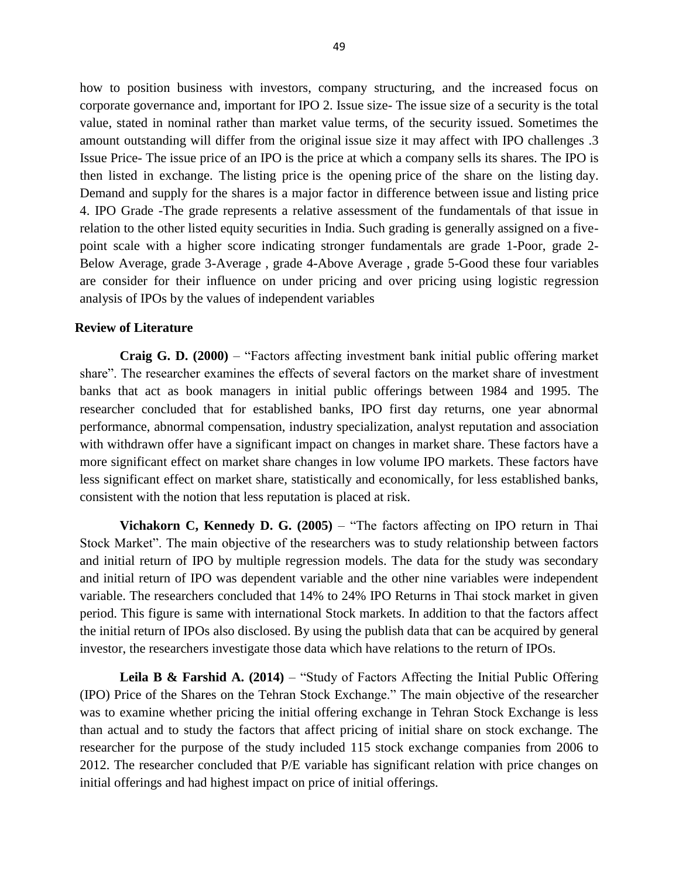how to position business with investors, company structuring, and the increased focus on corporate governance and, important for IPO 2. Issue size- The issue size of a security is the total value, stated in nominal rather than market value terms, of the security issued. Sometimes the amount outstanding will differ from the original issue size it may affect with IPO challenges .3 Issue Price- The issue price of an IPO is the price at which a company sells its shares. The IPO is then listed in exchange. The listing price is the opening price of the share on the listing day. Demand and supply for the shares is a major factor in difference between issue and listing price 4. IPO Grade -The grade represents a relative assessment of the fundamentals of that issue in relation to the other listed equity securities in India. Such grading is generally assigned on a five-point scale with a higher score indicating stronger fundamentals are grade 1-Poor, grade 2-Below Average, grade 3-Average , grade 4-Above Average , grade 5-Good these four variables are consider for their influence on under pricing and over pricing using logistic regression analysis of IPOs by the values of independent variables

## Review of Literature

**Craig G. D. (2000)** – "Factors affecting investment bank initial public offering market share". The researcher examines the effects of several factors on the market share of investment banks that act as book managers in initial public offerings between 1984 and 1995. The researcher concluded that for established banks, IPO first day returns, one year abnormal performance, abnormal compensation, industry specialization, analyst reputation and association with withdrawn offer have a significant impact on changes in market share. These factors have a more significant effect on market share changes in low volume IPO markets. These factors have less significant effect on market share, statistically and economically, for less established banks, consistent with the notion that less reputation is placed at risk.

**Vichakorn C, Kennedy D. G. (2005)** – "The factors affecting on IPO return in Thai Stock Market". The main objective of the researchers was to study relationship between factors and initial return of IPO by multiple regression models. The data for the study was secondary and initial return of IPO was dependent variable and the other nine variables were independent variable. The researchers concluded that 14% to 24% IPO Returns in Thai stock market in given period. This figure is same with international Stock markets. In addition to that the factors affect the initial return of IPOs also disclosed. By using the publish data that can be acquired by general investor, the researchers investigate those data which have relations to the return of IPOs.

**Leila B & Farshid A. (2014)** – "Study of Factors Affecting the Initial Public Offering (IPO) Price of the Shares on the Tehran Stock Exchange." The main objective of the researcher was to examine whether pricing the initial offering exchange in Tehran Stock Exchange is less than actual and to study the factors that affect pricing of initial share on stock exchange. The researcher for the purpose of the study included 115 stock exchange companies from 2006 to 2012. The researcher concluded that P/E variable has significant relation with price changes on initial offerings and had highest impact on price of initial offerings.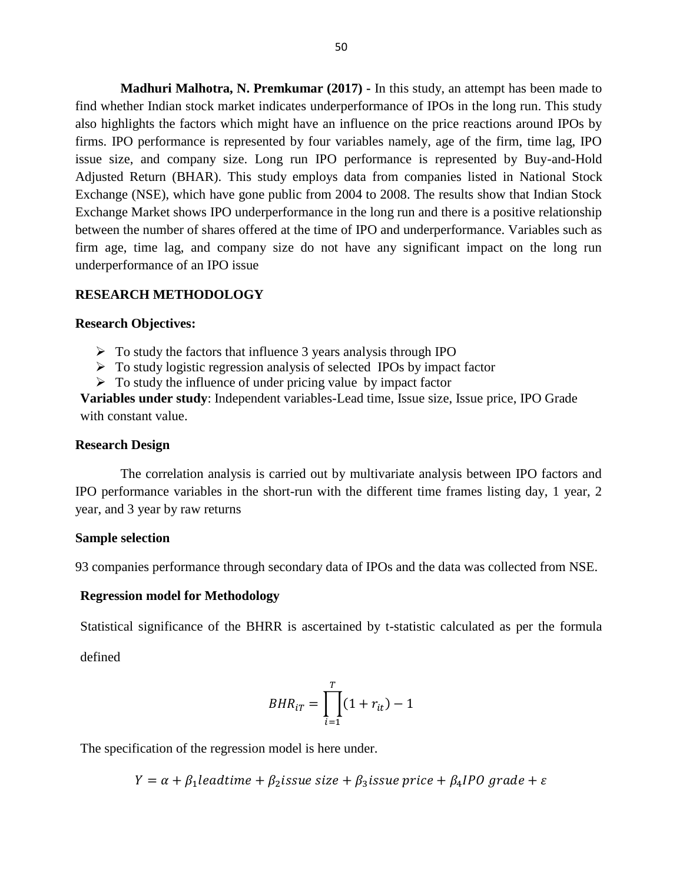**Madhuri Malhotra, N. Premkumar (2017) -** In this study, an attempt has been made to find whether Indian stock market indicates underperformance of IPOs in the long run. This study also highlights the factors which might have an influence on the price reactions around IPOs by firms. IPO performance is represented by four variables namely, age of the firm, time lag, IPO issue size, and company size. Long run IPO performance is represented by Buy-and-Hold Adjusted Return (BHAR). This study employs data from companies listed in National Stock Exchange (NSE), which have gone public from 2004 to 2008. The results show that Indian Stock Exchange Market shows IPO underperformance in the long run and there is a positive relationship between the number of shares offered at the time of IPO and underperformance. Variables such as firm age, time lag, and company size do not have any significant impact on the long run underperformance of an IPO issue

## RESEARCH METHODOLOGY

**Research Objectives:**

- To study the factors that influence 3 years analysis through IPO
- To study logistic regression analysis of selected IPOs by impact factor
- To study the influence of under pricing value by impact factor

**Variables under study**: Independent variables-Lead time, Issue size, Issue price, IPO Grade with constant value.

**Research Design**

The correlation analysis is carried out by multivariate analysis between IPO factors and IPO performance variables in the short-run with the different time frames listing day, 1 year, 2 year, and 3 year by raw returns

**Sample selection**

93 companies performance through secondary data of IPOs and the data was collected from NSE.

**Regression model for Methodology**

Statistical significance of the BHRR is ascertained by t-statistic calculated as per the formula defined

$$BHR_{iT} = \prod_{i=1}^{T}(1 + r_{it}) - 1$$

The specification of the regression model is here under.

$$Y = \alpha + \beta_1 leadtime + \beta_2 issue\ size + \beta_3 issue\ price + \beta_4 IPO\ grade + \varepsilon$$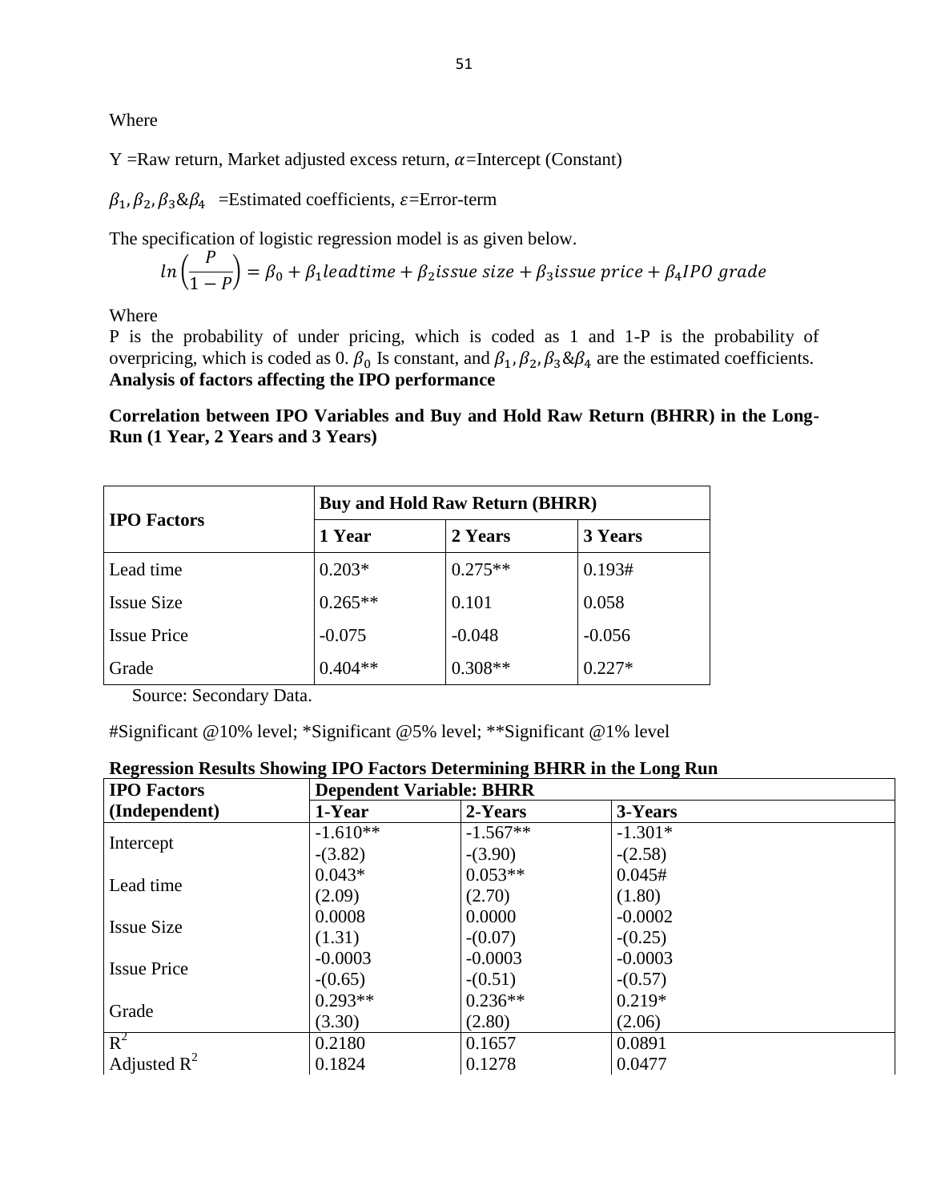Where

Y =Raw return, Market adjusted excess return, $\alpha$=Intercept (Constant)

$\beta_1, \beta_2, \beta_3 \& \beta_4$ =Estimated coefficients, $\varepsilon$=Error-term

The specification of logistic regression model is as given below.

$$ln\left(\frac{P}{1-P}\right) = \beta_0 + \beta_1 leadtime + \beta_2 issue\ size + \beta_3 issue\ price + \beta_4 IPO\ grade$$

Where

P is the probability of under pricing, which is coded as 1 and 1-P is the probability of overpricing, which is coded as 0. $\beta_0$ Is constant, and $\beta_1, \beta_2, \beta_3 \& \beta_4$ are the estimated coefficients.

**Analysis of factors affecting the IPO performance**

**Correlation between IPO Variables and Buy and Hold Raw Return (BHRR) in the Long-Run (1 Year, 2 Years and 3 Years)**

| IPO Factors | Buy and Hold Raw Return (BHRR) | | |
|---|---|---|---|
| | 1 Year | 2 Years | 3 Years |
| Lead time | 0.203* | 0.275** | 0.193# |
| Issue Size | 0.265** | 0.101 | 0.058 |
| Issue Price | -0.075 | -0.048 | -0.056 |
| Grade | 0.404** | 0.308** | 0.227* |

Source: Secondary Data.

#Significant @10% level; *Significant @5% level; **Significant @1% level

**Regression Results Showing IPO Factors Determining BHRR in the Long Run**

| IPO Factors (Independent) | Dependent Variable: BHRR | | |
|---|---|---|---|
| | 1-Year | 2-Years | 3-Years |
| Intercept | -1.610** | -1.567** | -1.301* |
| | -(3.82) | -(3.90) | -(2.58) |
| Lead time | 0.043* | 0.053** | 0.045# |
| | (2.09) | (2.70) | (1.80) |
| Issue Size | 0.0008 | 0.0000 | -0.0002 |
| | (1.31) | -(0.07) | -(0.25) |
| Issue Price | -0.0003 | -0.0003 | -0.0003 |
| | -(0.65) | -(0.51) | -(0.57) |
| Grade | 0.293** | 0.236** | 0.219* |
| | (3.30) | (2.80) | (2.06) |
| $R^2$ | 0.2180 | 0.1657 | 0.0891 |
| Adjusted $R^2$ | 0.1824 | 0.1278 | 0.0477 |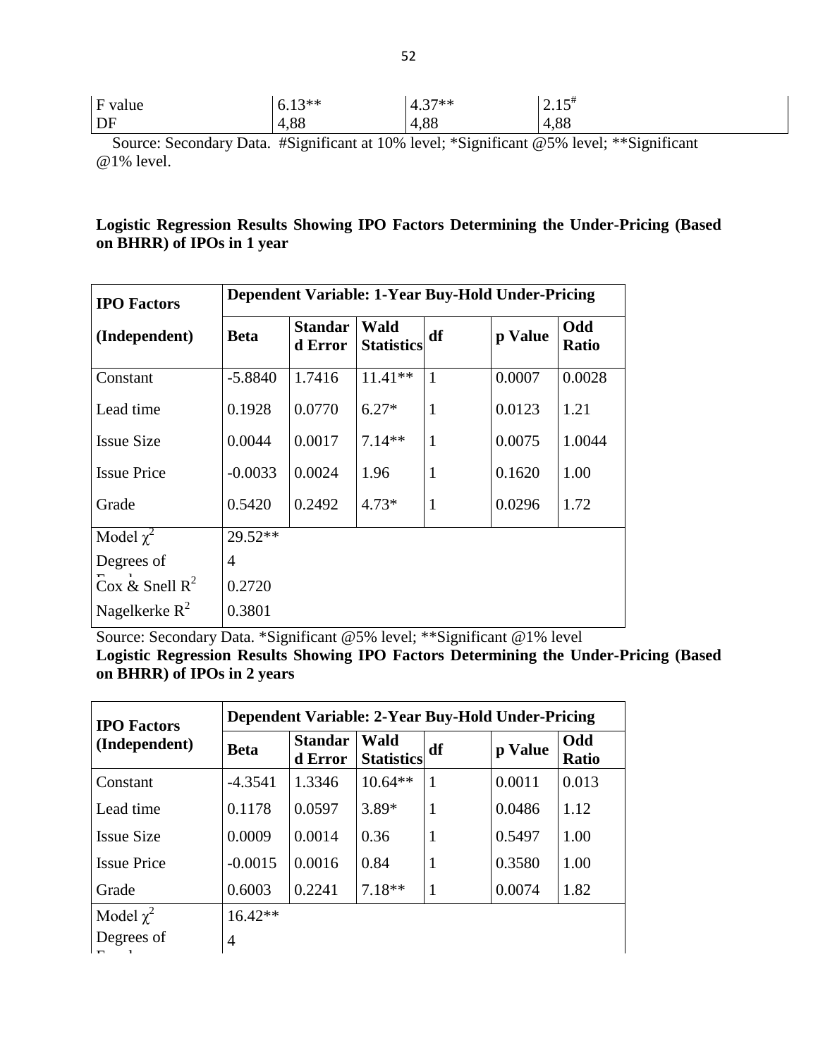| F value | 6.13** | 4.37** | $2.15^{\#}$ |
|---|---|---|---|
| DF | 4,88 | 4,88 | 4,88 |

Source: Secondary Data. #Significant at 10% level; *Significant @5% level; **Significant @1% level.

**Logistic Regression Results Showing IPO Factors Determining the Under-Pricing (Based on BHRR) of IPOs in 1 year**

| IPO Factors | Dependent Variable: 1-Year Buy-Hold Under-Pricing | | | | | |
|---|---|---|---|---|---|---|
| (Independent) | Beta | Standard Error | Wald Statistics | df | p Value | Odd Ratio |
| Constant | -5.8840 | 1.7416 | 11.41** | 1 | 0.0007 | 0.0028 |
| Lead time | 0.1928 | 0.0770 | 6.27* | 1 | 0.0123 | 1.21 |
| Issue Size | 0.0044 | 0.0017 | 7.14** | 1 | 0.0075 | 1.0044 |
| Issue Price | -0.0033 | 0.0024 | 1.96 | 1 | 0.1620 | 1.00 |
| Grade | 0.5420 | 0.2492 | 4.73* | 1 | 0.0296 | 1.72 |
| Model $\chi^2$ | 29.52** | | | | | |
| Degrees of Freedom | 4 | | | | | |
| Cox & Snell $R^2$ | 0.2720 | | | | | |
| Nagelkerke $R^2$ | 0.3801 | | | | | |

Source: Secondary Data. *Significant @5% level; **Significant @1% level

**Logistic Regression Results Showing IPO Factors Determining the Under-Pricing (Based on BHRR) of IPOs in 2 years**

| IPO Factors (Independent) | Dependent Variable: 2-Year Buy-Hold Under-Pricing | | | | | |
|---|---|---|---|---|---|---|
| | Beta | Standard Error | Wald Statistics | df | p Value | Odd Ratio |
| Constant | -4.3541 | 1.3346 | 10.64** | 1 | 0.0011 | 0.013 |
| Lead time | 0.1178 | 0.0597 | 3.89* | 1 | 0.0486 | 1.12 |
| Issue Size | 0.0009 | 0.0014 | 0.36 | 1 | 0.5497 | 1.00 |
| Issue Price | -0.0015 | 0.0016 | 0.84 | 1 | 0.3580 | 1.00 |
| Grade | 0.6003 | 0.2241 | 7.18** | 1 | 0.0074 | 1.82 |
| Model $\chi^2$ | 16.42** | | | | | |
| Degrees of Freedom | 4 | | | | | |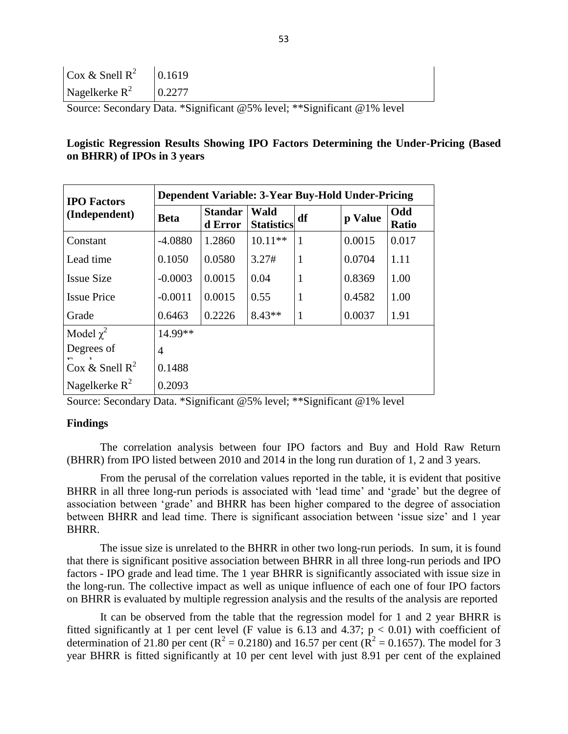| | |
|---|---|
| Cox & Snell $R^2$ | 0.1619 |
| Nagelkerke $R^2$ | 0.2277 |

Source: Secondary Data. *Significant @5% level; **Significant @1% level

**Logistic Regression Results Showing IPO Factors Determining the Under-Pricing (Based on BHRR) of IPOs in 3 years**

| IPO Factors (Independent) | Dependent Variable: 3-Year Buy-Hold Under-Pricing | | | | | |
|---|---|---|---|---|---|---|
| | Beta | Standard Error | Wald Statistics | df | p Value | Odd Ratio |
| Constant | -4.0880 | 1.2860 | 10.11** | 1 | 0.0015 | 0.017 |
| Lead time | 0.1050 | 0.0580 | 3.27# | 1 | 0.0704 | 1.11 |
| Issue Size | -0.0003 | 0.0015 | 0.04 | 1 | 0.8369 | 1.00 |
| Issue Price | -0.0011 | 0.0015 | 0.55 | 1 | 0.4582 | 1.00 |
| Grade | 0.6463 | 0.2226 | 8.43** | 1 | 0.0037 | 1.91 |
| Model $\chi^2$ | 14.99** | | | | | |
| Degrees of Freedom | 4 | | | | | |
| Cox & Snell $R^2$ | 0.1488 | | | | | |
| Nagelkerke $R^2$ | 0.2093 | | | | | |

Source: Secondary Data. *Significant @5% level; **Significant @1% level

**Findings**

The correlation analysis between four IPO factors and Buy and Hold Raw Return (BHRR) from IPO listed between 2010 and 2014 in the long run duration of 1, 2 and 3 years.

From the perusal of the correlation values reported in the table, it is evident that positive BHRR in all three long-run periods is associated with 'lead time' and 'grade' but the degree of association between 'grade' and BHRR has been higher compared to the degree of association between BHRR and lead time. There is significant association between 'issue size' and 1 year BHRR.

The issue size is unrelated to the BHRR in other two long-run periods. In sum, it is found that there is significant positive association between BHRR in all three long-run periods and IPO factors - IPO grade and lead time. The 1 year BHRR is significantly associated with issue size in the long-run. The collective impact as well as unique influence of each one of four IPO factors on BHRR is evaluated by multiple regression analysis and the results of the analysis are reported

It can be observed from the table that the regression model for 1 and 2 year BHRR is fitted significantly at 1 per cent level (F value is 6.13 and 4.37; $p < 0.01$) with coefficient of determination of 21.80 per cent ($R^2 = 0.2180$) and 16.57 per cent ($R^2 = 0.1657$). The model for 3 year BHRR is fitted significantly at 10 per cent level with just 8.91 per cent of the explained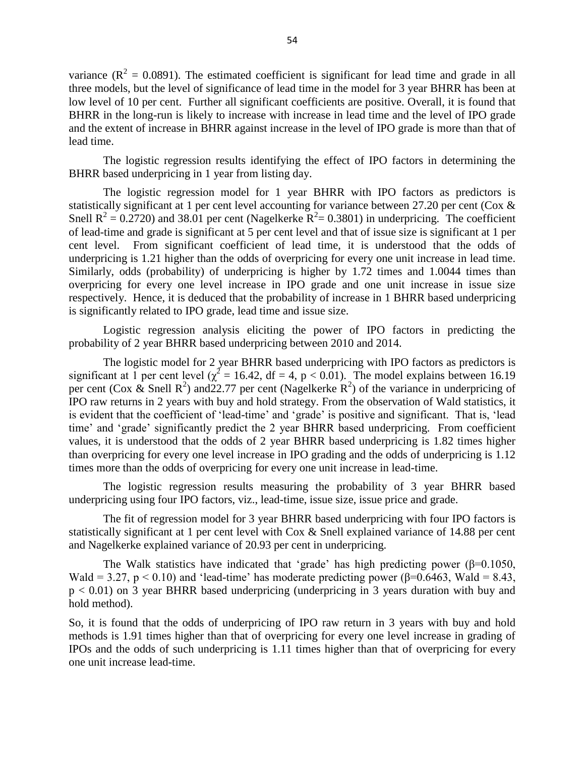variance ($R^2$ = 0.0891). The estimated coefficient is significant for lead time and grade in all three models, but the level of significance of lead time in the model for 3 year BHRR has been at low level of 10 per cent. Further all significant coefficients are positive. Overall, it is found that BHRR in the long-run is likely to increase with increase in lead time and the level of IPO grade and the extent of increase in BHRR against increase in the level of IPO grade is more than that of lead time.

The logistic regression results identifying the effect of IPO factors in determining the BHRR based underpricing in 1 year from listing day.

The logistic regression model for 1 year BHRR with IPO factors as predictors is statistically significant at 1 per cent level accounting for variance between 27.20 per cent (Cox & Snell $R^2$ = 0.2720) and 38.01 per cent (Nagelkerke $R^2$= 0.3801) in underpricing. The coefficient of lead-time and grade is significant at 5 per cent level and that of issue size is significant at 1 per cent level. From significant coefficient of lead time, it is understood that the odds of underpricing is 1.21 higher than the odds of overpricing for every one unit increase in lead time. Similarly, odds (probability) of underpricing is higher by 1.72 times and 1.0044 times than overpricing for every one level increase in IPO grade and one unit increase in issue size respectively. Hence, it is deduced that the probability of increase in 1 BHRR based underpricing is significantly related to IPO grade, lead time and issue size.

Logistic regression analysis eliciting the power of IPO factors in predicting the probability of 2 year BHRR based underpricing between 2010 and 2014.

The logistic model for 2 year BHRR based underpricing with IPO factors as predictors is significant at 1 per cent level ($\chi^2$ = 16.42, df = 4, $p < 0.01$). The model explains between 16.19 per cent (Cox & Snell $R^2$) and22.77 per cent (Nagelkerke $R^2$) of the variance in underpricing of IPO raw returns in 2 years with buy and hold strategy. From the observation of Wald statistics, it is evident that the coefficient of 'lead-time' and 'grade' is positive and significant. That is, 'lead time' and 'grade' significantly predict the 2 year BHRR based underpricing. From coefficient values, it is understood that the odds of 2 year BHRR based underpricing is 1.82 times higher than overpricing for every one level increase in IPO grading and the odds of underpricing is 1.12 times more than the odds of overpricing for every one unit increase in lead-time.

The logistic regression results measuring the probability of 3 year BHRR based underpricing using four IPO factors, viz., lead-time, issue size, issue price and grade.

The fit of regression model for 3 year BHRR based underpricing with four IPO factors is statistically significant at 1 per cent level with Cox & Snell explained variance of 14.88 per cent and Nagelkerke explained variance of 20.93 per cent in underpricing.

The Walk statistics have indicated that 'grade' has high predicting power ($\beta$=0.1050, Wald = 3.27, $p < 0.10$) and 'lead-time' has moderate predicting power ($\beta$=0.6463, Wald = 8.43, $p < 0.01$) on 3 year BHRR based underpricing (underpricing in 3 years duration with buy and hold method).

So, it is found that the odds of underpricing of IPO raw return in 3 years with buy and hold methods is 1.91 times higher than that of overpricing for every one level increase in grading of IPOs and the odds of such underpricing is 1.11 times higher than that of overpricing for every one unit increase lead-time.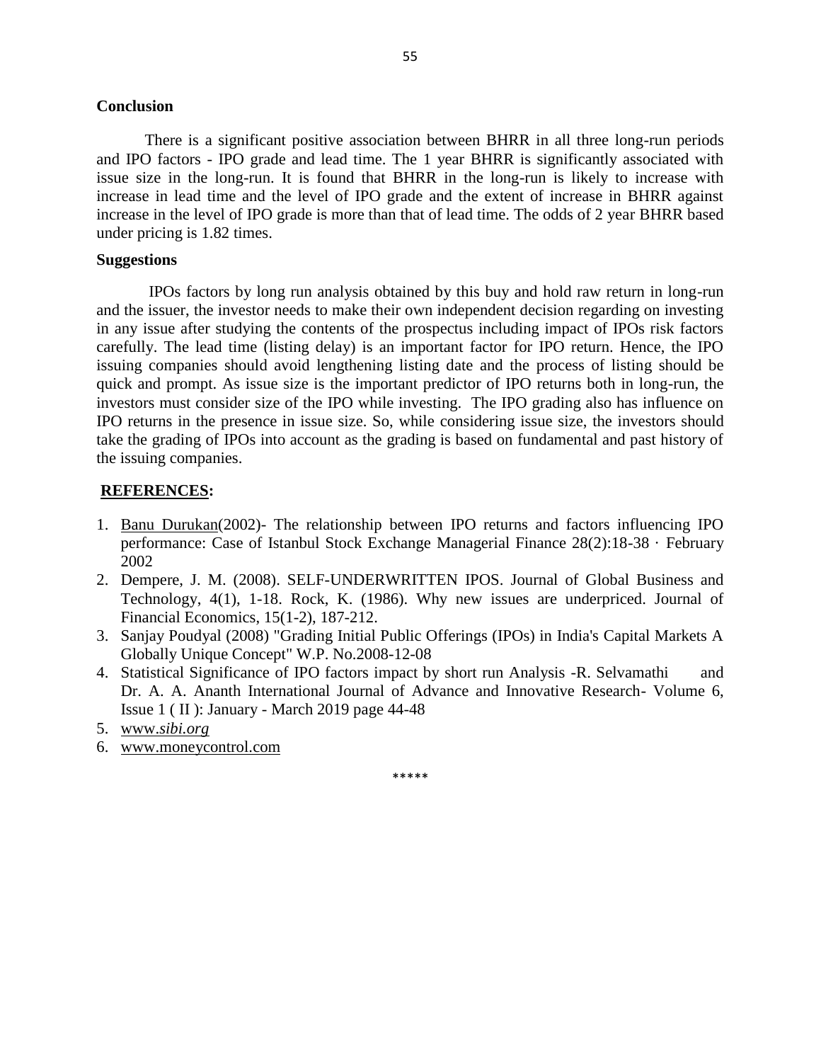## Conclusion

There is a significant positive association between BHRR in all three long-run periods and IPO factors - IPO grade and lead time. The 1 year BHRR is significantly associated with issue size in the long-run. It is found that BHRR in the long-run is likely to increase with increase in lead time and the level of IPO grade and the extent of increase in BHRR against increase in the level of IPO grade is more than that of lead time. The odds of 2 year BHRR based under pricing is 1.82 times.

## Suggestions

IPOs factors by long run analysis obtained by this buy and hold raw return in long-run and the issuer, the investor needs to make their own independent decision regarding on investing in any issue after studying the contents of the prospectus including impact of IPOs risk factors carefully. The lead time (listing delay) is an important factor for IPO return. Hence, the IPO issuing companies should avoid lengthening listing date and the process of listing should be quick and prompt. As issue size is the important predictor of IPO returns both in long-run, the investors must consider size of the IPO while investing. The IPO grading also has influence on IPO returns in the presence in issue size. So, while considering issue size, the investors should take the grading of IPOs into account as the grading is based on fundamental and past history of the issuing companies.

## REFERENCES:

1. Banu Durukan(2002)- The relationship between IPO returns and factors influencing IPO performance: Case of Istanbul Stock Exchange Managerial Finance 28(2):18-38 · February 2002
2. Dempere, J. M. (2008). SELF-UNDERWRITTEN IPOS. Journal of Global Business and Technology, 4(1), 1-18. Rock, K. (1986). Why new issues are underpriced. Journal of Financial Economics, 15(1-2), 187-212.
3. Sanjay Poudyal (2008) "Grading Initial Public Offerings (IPOs) in India's Capital Markets A Globally Unique Concept" W.P. No.2008-12-08
4. Statistical Significance of IPO factors impact by short run Analysis -R. Selvamathi and Dr. A. A. Ananth International Journal of Advance and Innovative Research- Volume 6, Issue 1 ( II ): January - March 2019 page 44-48
5. www.*sibi.org*
6. www.moneycontrol.com

*****